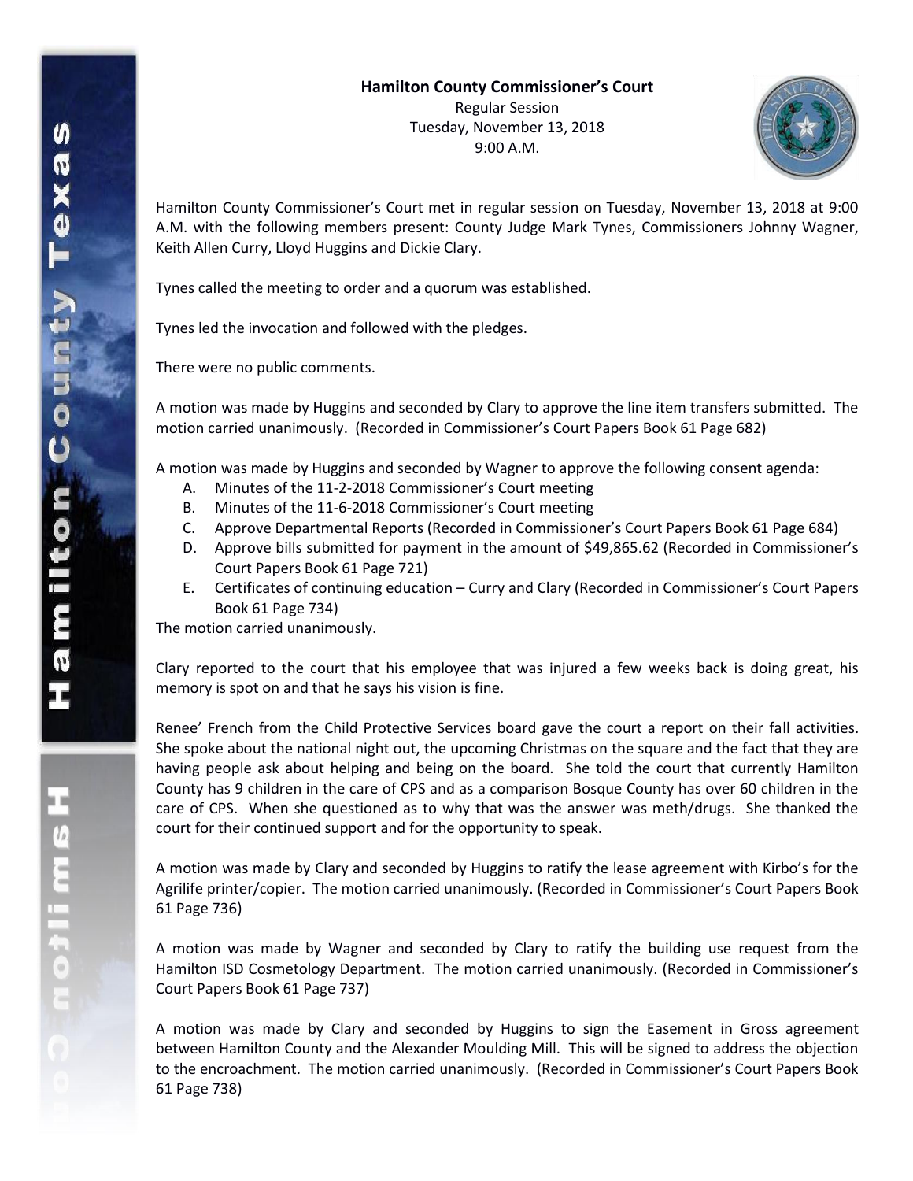**Hamilton County Commissioner's Court**
Regular Session
Tuesday, November 13, 2018
9:00 A.M.

Hamilton County Commissioner's Court met in regular session on Tuesday, November 13, 2018 at 9:00 A.M. with the following members present: County Judge Mark Tynes, Commissioners Johnny Wagner, Keith Allen Curry, Lloyd Huggins and Dickie Clary.

Tynes called the meeting to order and a quorum was established.

Tynes led the invocation and followed with the pledges.

There were no public comments.

A motion was made by Huggins and seconded by Clary to approve the line item transfers submitted. The motion carried unanimously. (Recorded in Commissioner's Court Papers Book 61 Page 682)

A motion was made by Huggins and seconded by Wagner to approve the following consent agenda:

A. Minutes of the 11-2-2018 Commissioner's Court meeting
B. Minutes of the 11-6-2018 Commissioner's Court meeting
C. Approve Departmental Reports (Recorded in Commissioner's Court Papers Book 61 Page 684)
D. Approve bills submitted for payment in the amount of $49,865.62 (Recorded in Commissioner's Court Papers Book 61 Page 721)
E. Certificates of continuing education – Curry and Clary (Recorded in Commissioner's Court Papers Book 61 Page 734)

The motion carried unanimously.

Clary reported to the court that his employee that was injured a few weeks back is doing great, his memory is spot on and that he says his vision is fine.

Renee' French from the Child Protective Services board gave the court a report on their fall activities. She spoke about the national night out, the upcoming Christmas on the square and the fact that they are having people ask about helping and being on the board. She told the court that currently Hamilton County has 9 children in the care of CPS and as a comparison Bosque County has over 60 children in the care of CPS. When she questioned as to why that was the answer was meth/drugs. She thanked the court for their continued support and for the opportunity to speak.

A motion was made by Clary and seconded by Huggins to ratify the lease agreement with Kirbo's for the Agrilife printer/copier. The motion carried unanimously. (Recorded in Commissioner's Court Papers Book 61 Page 736)

A motion was made by Wagner and seconded by Clary to ratify the building use request from the Hamilton ISD Cosmetology Department. The motion carried unanimously. (Recorded in Commissioner's Court Papers Book 61 Page 737)

A motion was made by Clary and seconded by Huggins to sign the Easement in Gross agreement between Hamilton County and the Alexander Moulding Mill. This will be signed to address the objection to the encroachment. The motion carried unanimously. (Recorded in Commissioner's Court Papers Book 61 Page 738)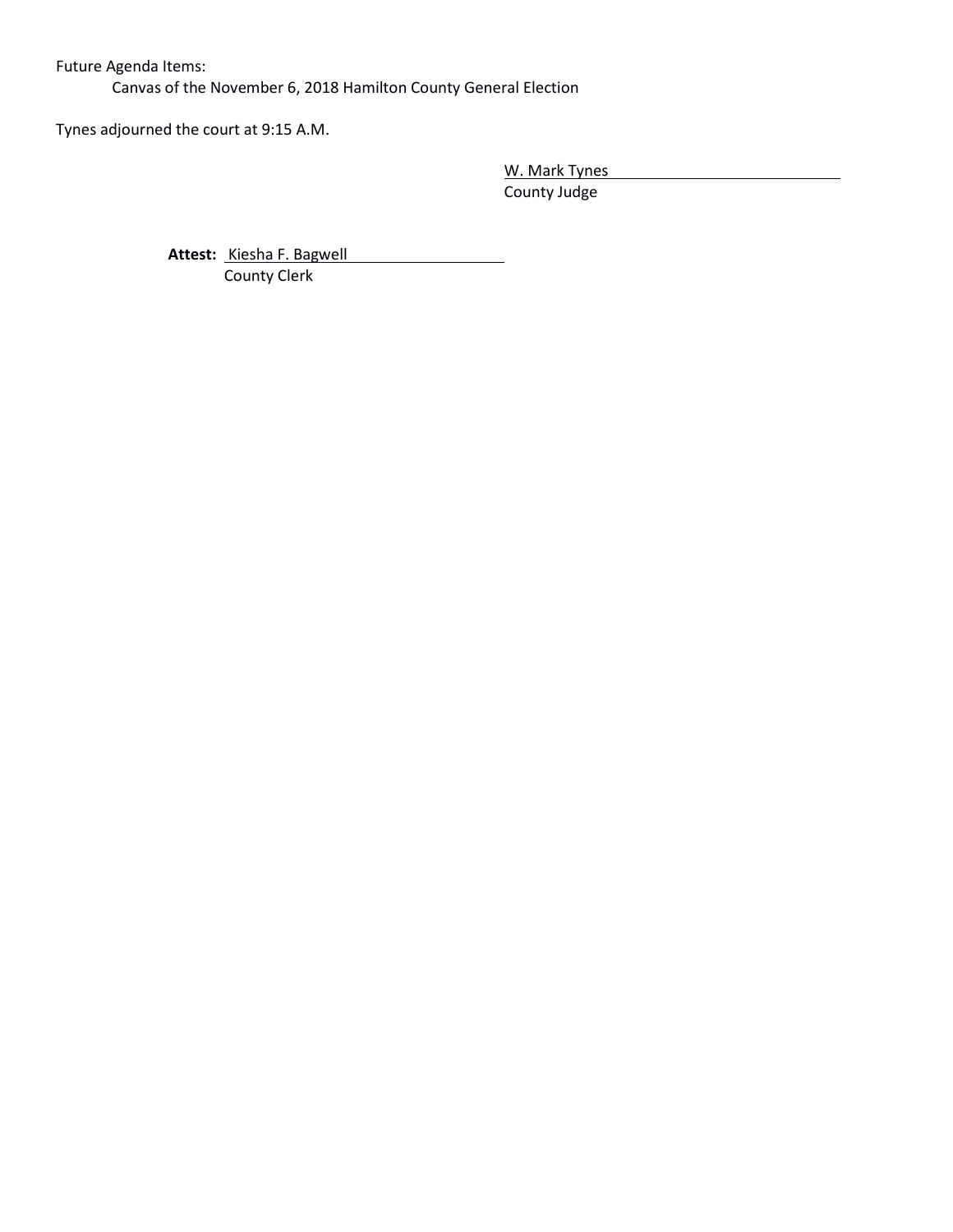Future Agenda Items:

Canvas of the November 6, 2018 Hamilton County General Election

Tynes adjourned the court at 9:15 A.M.

W. Mark Tynes
County Judge

**Attest:** Kiesha F. Bagwell
County Clerk